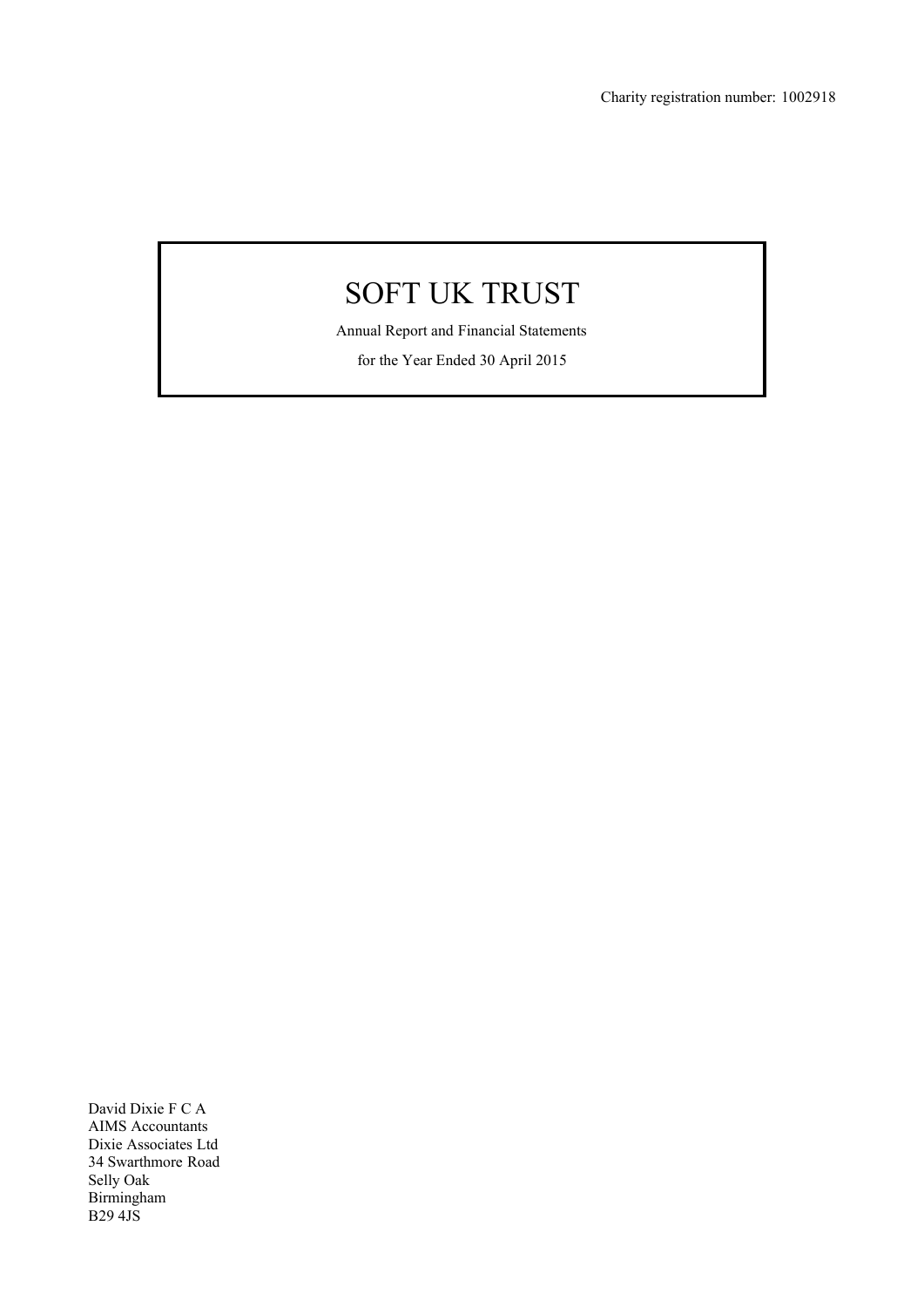Charity registration number: 1002918

# SOFT UK TRUST

Annual Report and Financial Statements

for the Year Ended 30 April 2015

David Dixie F C A
AIMS Accountants
Dixie Associates Ltd
34 Swarthmore Road
Selly Oak
Birmingham
B29 4JS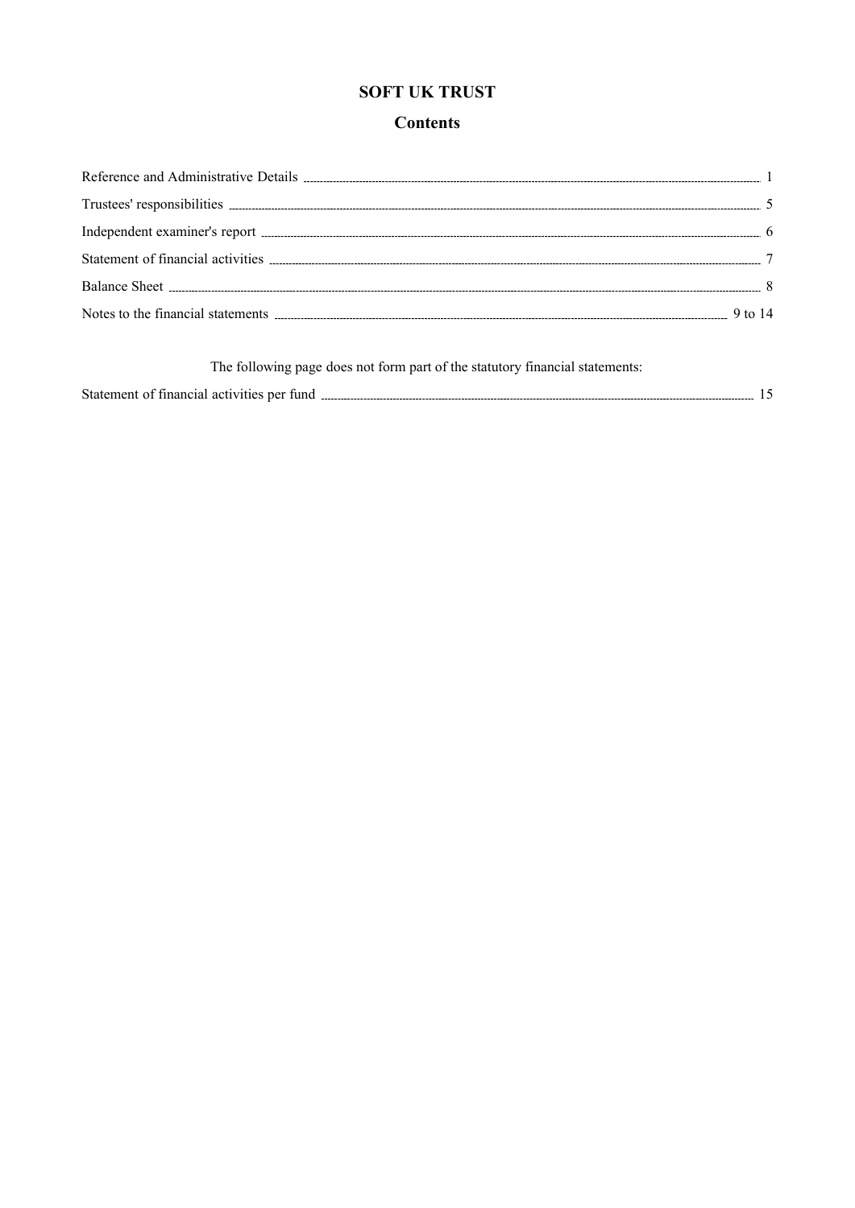# SOFT UK TRUST

## Contents

| | |
|---|---|
| Reference and Administrative Details | 1 |
| Trustees' responsibilities | 5 |
| Independent examiner's report | 6 |
| Statement of financial activities | 7 |
| Balance Sheet | 8 |
| Notes to the financial statements | 9 to 14 |

The following page does not form part of the statutory financial statements:

| | |
|---|---|
| Statement of financial activities per fund | 15 |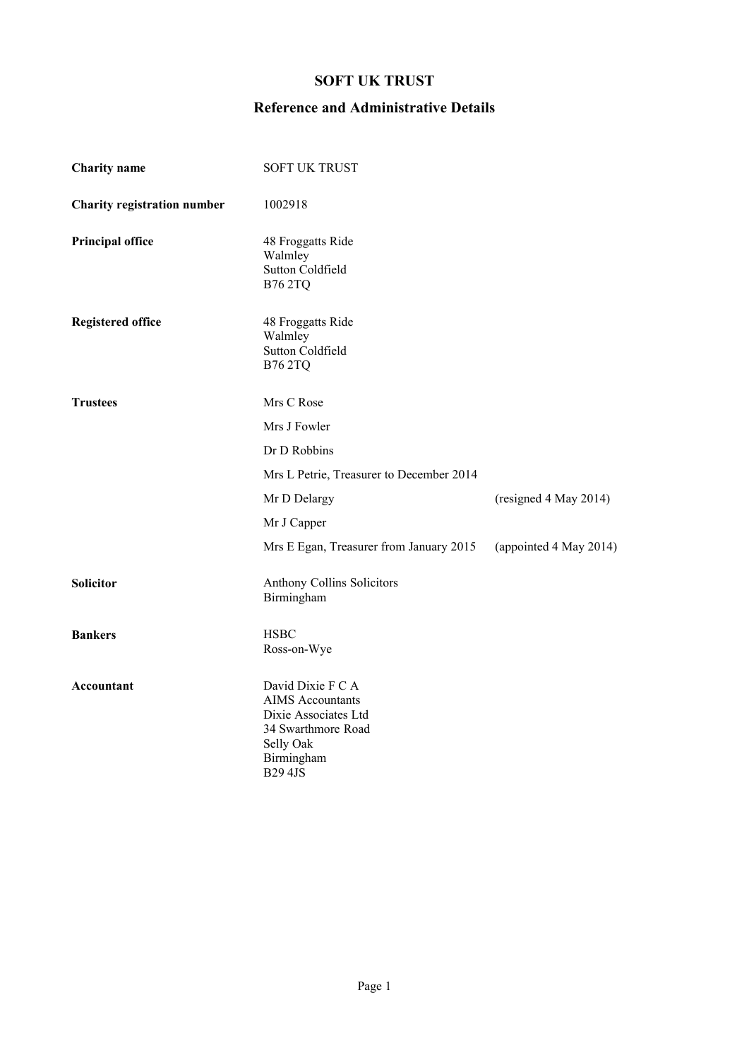# SOFT UK TRUST

## Reference and Administrative Details

| | | |
|---|---|---|
| **Charity name** | SOFT UK TRUST | |
| **Charity registration number** | 1002918 | |
| **Principal office** | 48 Froggatts Ride<br>Walmley<br>Sutton Coldfield<br>B76 2TQ | |
| **Registered office** | 48 Froggatts Ride<br>Walmley<br>Sutton Coldfield<br>B76 2TQ | |
| **Trustees** | Mrs C Rose | |
| | Mrs J Fowler | |
| | Dr D Robbins | |
| | Mrs L Petrie, Treasurer to December 2014 | |
| | Mr D Delargy | (resigned 4 May 2014) |
| | Mr J Capper | |
| | Mrs E Egan, Treasurer from January 2015 | (appointed 4 May 2014) |
| **Solicitor** | Anthony Collins Solicitors<br>Birmingham | |
| **Bankers** | HSBC<br>Ross-on-Wye | |
| **Accountant** | David Dixie F C A<br>AIMS Accountants<br>Dixie Associates Ltd<br>34 Swarthmore Road<br>Selly Oak<br>Birmingham<br>B29 4JS | |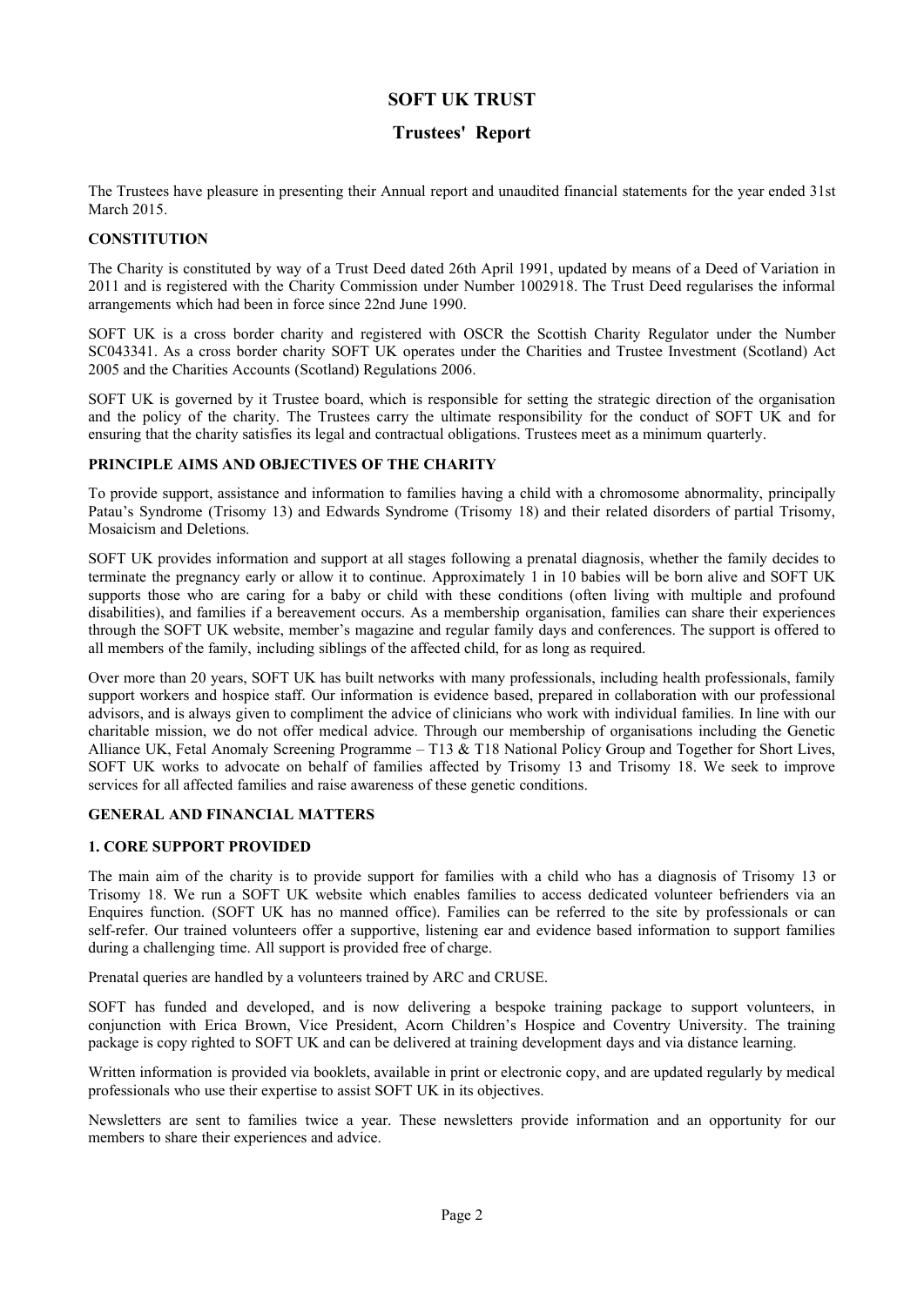# SOFT UK TRUST

## Trustees' Report

The Trustees have pleasure in presenting their Annual report and unaudited financial statements for the year ended 31st March 2015.

### CONSTITUTION

The Charity is constituted by way of a Trust Deed dated 26th April 1991, updated by means of a Deed of Variation in 2011 and is registered with the Charity Commission under Number 1002918. The Trust Deed regularises the informal arrangements which had been in force since 22nd June 1990.

SOFT UK is a cross border charity and registered with OSCR the Scottish Charity Regulator under the Number SC043341. As a cross border charity SOFT UK operates under the Charities and Trustee Investment (Scotland) Act 2005 and the Charities Accounts (Scotland) Regulations 2006.

SOFT UK is governed by it Trustee board, which is responsible for setting the strategic direction of the organisation and the policy of the charity. The Trustees carry the ultimate responsibility for the conduct of SOFT UK and for ensuring that the charity satisfies its legal and contractual obligations. Trustees meet as a minimum quarterly.

### PRINCIPLE AIMS AND OBJECTIVES OF THE CHARITY

To provide support, assistance and information to families having a child with a chromosome abnormality, principally Patau's Syndrome (Trisomy 13) and Edwards Syndrome (Trisomy 18) and their related disorders of partial Trisomy, Mosaicism and Deletions.

SOFT UK provides information and support at all stages following a prenatal diagnosis, whether the family decides to terminate the pregnancy early or allow it to continue. Approximately 1 in 10 babies will be born alive and SOFT UK supports those who are caring for a baby or child with these conditions (often living with multiple and profound disabilities), and families if a bereavement occurs. As a membership organisation, families can share their experiences through the SOFT UK website, member's magazine and regular family days and conferences. The support is offered to all members of the family, including siblings of the affected child, for as long as required.

Over more than 20 years, SOFT UK has built networks with many professionals, including health professionals, family support workers and hospice staff. Our information is evidence based, prepared in collaboration with our professional advisors, and is always given to compliment the advice of clinicians who work with individual families. In line with our charitable mission, we do not offer medical advice. Through our membership of organisations including the Genetic Alliance UK, Fetal Anomaly Screening Programme – T13 & T18 National Policy Group and Together for Short Lives, SOFT UK works to advocate on behalf of families affected by Trisomy 13 and Trisomy 18. We seek to improve services for all affected families and raise awareness of these genetic conditions.

### GENERAL AND FINANCIAL MATTERS

#### 1. CORE SUPPORT PROVIDED

The main aim of the charity is to provide support for families with a child who has a diagnosis of Trisomy 13 or Trisomy 18. We run a SOFT UK website which enables families to access dedicated volunteer befrienders via an Enquires function. (SOFT UK has no manned office). Families can be referred to the site by professionals or can self-refer. Our trained volunteers offer a supportive, listening ear and evidence based information to support families during a challenging time. All support is provided free of charge.

Prenatal queries are handled by a volunteers trained by ARC and CRUSE.

SOFT has funded and developed, and is now delivering a bespoke training package to support volunteers, in conjunction with Erica Brown, Vice President, Acorn Children's Hospice and Coventry University. The training package is copy righted to SOFT UK and can be delivered at training development days and via distance learning.

Written information is provided via booklets, available in print or electronic copy, and are updated regularly by medical professionals who use their expertise to assist SOFT UK in its objectives.

Newsletters are sent to families twice a year. These newsletters provide information and an opportunity for our members to share their experiences and advice.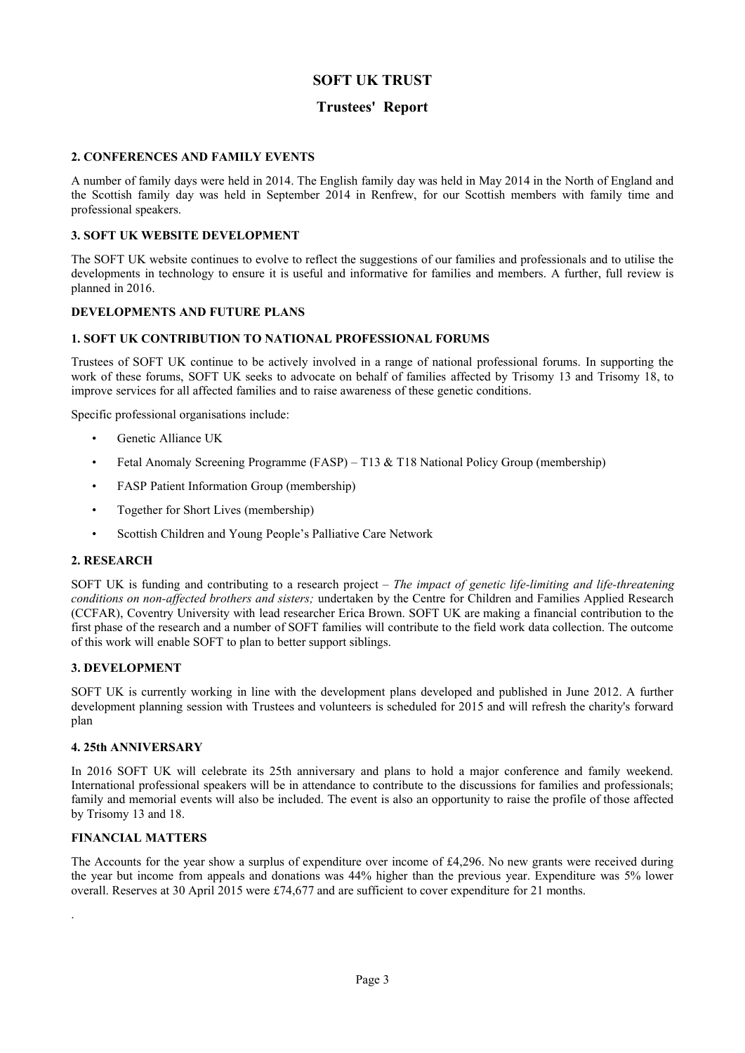# SOFT UK TRUST

## Trustees' Report

### 2. CONFERENCES AND FAMILY EVENTS

A number of family days were held in 2014. The English family day was held in May 2014 in the North of England and the Scottish family day was held in September 2014 in Renfrew, for our Scottish members with family time and professional speakers.

### 3. SOFT UK WEBSITE DEVELOPMENT

The SOFT UK website continues to evolve to reflect the suggestions of our families and professionals and to utilise the developments in technology to ensure it is useful and informative for families and members. A further, full review is planned in 2016.

### DEVELOPMENTS AND FUTURE PLANS

### 1. SOFT UK CONTRIBUTION TO NATIONAL PROFESSIONAL FORUMS

Trustees of SOFT UK continue to be actively involved in a range of national professional forums. In supporting the work of these forums, SOFT UK seeks to advocate on behalf of families affected by Trisomy 13 and Trisomy 18, to improve services for all affected families and to raise awareness of these genetic conditions.

Specific professional organisations include:

- Genetic Alliance UK
- Fetal Anomaly Screening Programme (FASP) – T13 & T18 National Policy Group (membership)
- FASP Patient Information Group (membership)
- Together for Short Lives (membership)
- Scottish Children and Young People's Palliative Care Network

### 2. RESEARCH

SOFT UK is funding and contributing to a research project – *The impact of genetic life-limiting and life-threatening conditions on non-affected brothers and sisters;* undertaken by the Centre for Children and Families Applied Research (CCFAR), Coventry University with lead researcher Erica Brown. SOFT UK are making a financial contribution to the first phase of the research and a number of SOFT families will contribute to the field work data collection. The outcome of this work will enable SOFT to plan to better support siblings.

### 3. DEVELOPMENT

SOFT UK is currently working in line with the development plans developed and published in June 2012. A further development planning session with Trustees and volunteers is scheduled for 2015 and will refresh the charity's forward plan

### 4. 25th ANNIVERSARY

In 2016 SOFT UK will celebrate its 25th anniversary and plans to hold a major conference and family weekend. International professional speakers will be in attendance to contribute to the discussions for families and professionals; family and memorial events will also be included. The event is also an opportunity to raise the profile of those affected by Trisomy 13 and 18.

### FINANCIAL MATTERS

The Accounts for the year show a surplus of expenditure over income of £4,296. No new grants were received during the year but income from appeals and donations was 44% higher than the previous year. Expenditure was 5% lower overall. Reserves at 30 April 2015 were £74,677 and are sufficient to cover expenditure for 21 months.

.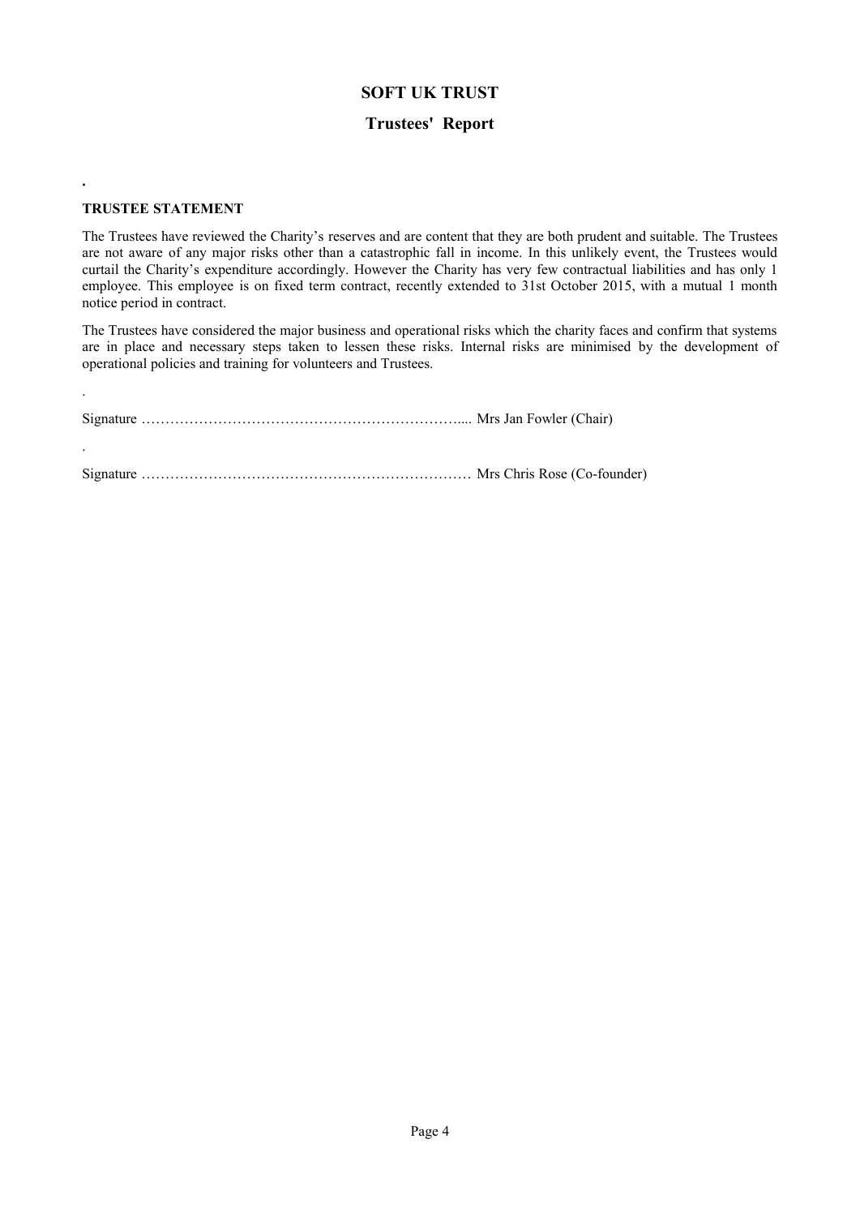# SOFT UK TRUST

## Trustees' Report

.

**TRUSTEE STATEMENT**

The Trustees have reviewed the Charity's reserves and are content that they are both prudent and suitable. The Trustees are not aware of any major risks other than a catastrophic fall in income. In this unlikely event, the Trustees would curtail the Charity's expenditure accordingly. However the Charity has very few contractual liabilities and has only 1 employee. This employee is on fixed term contract, recently extended to 31st October 2015, with a mutual 1 month notice period in contract.

The Trustees have considered the major business and operational risks which the charity faces and confirm that systems are in place and necessary steps taken to lessen these risks. Internal risks are minimised by the development of operational policies and training for volunteers and Trustees.

.

Signature ………………………………………………………….... Mrs Jan Fowler (Chair)

.

Signature …………………………………………………………… Mrs Chris Rose (Co-founder)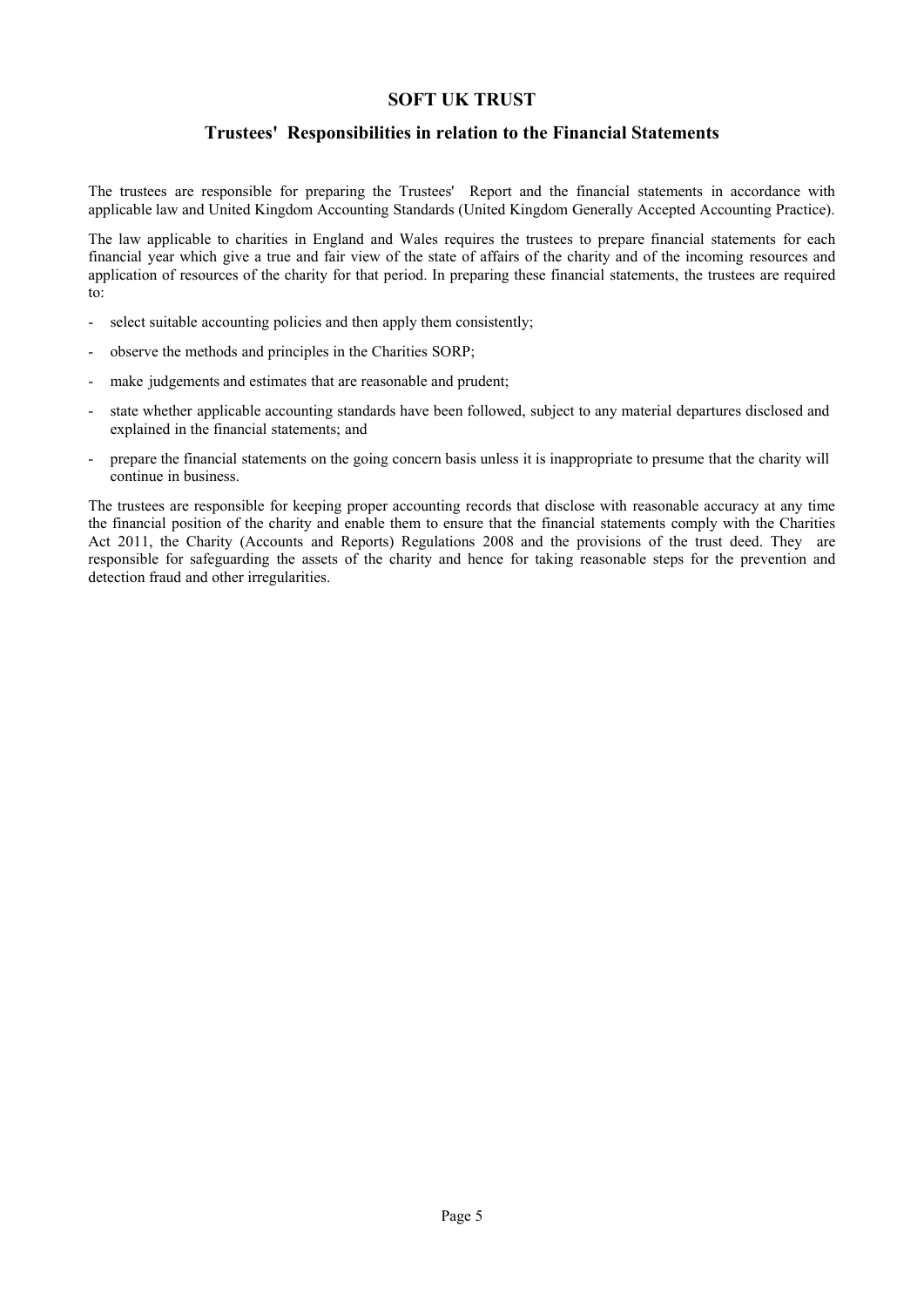# SOFT UK TRUST

## Trustees' Responsibilities in relation to the Financial Statements

The trustees are responsible for preparing the Trustees' Report and the financial statements in accordance with applicable law and United Kingdom Accounting Standards (United Kingdom Generally Accepted Accounting Practice).

The law applicable to charities in England and Wales requires the trustees to prepare financial statements for each financial year which give a true and fair view of the state of affairs of the charity and of the incoming resources and application of resources of the charity for that period. In preparing these financial statements, the trustees are required to:

- select suitable accounting policies and then apply them consistently;
- observe the methods and principles in the Charities SORP;
- make judgements and estimates that are reasonable and prudent;
- state whether applicable accounting standards have been followed, subject to any material departures disclosed and explained in the financial statements; and
- prepare the financial statements on the going concern basis unless it is inappropriate to presume that the charity will continue in business.

The trustees are responsible for keeping proper accounting records that disclose with reasonable accuracy at any time the financial position of the charity and enable them to ensure that the financial statements comply with the Charities Act 2011, the Charity (Accounts and Reports) Regulations 2008 and the provisions of the trust deed. They are responsible for safeguarding the assets of the charity and hence for taking reasonable steps for the prevention and detection fraud and other irregularities.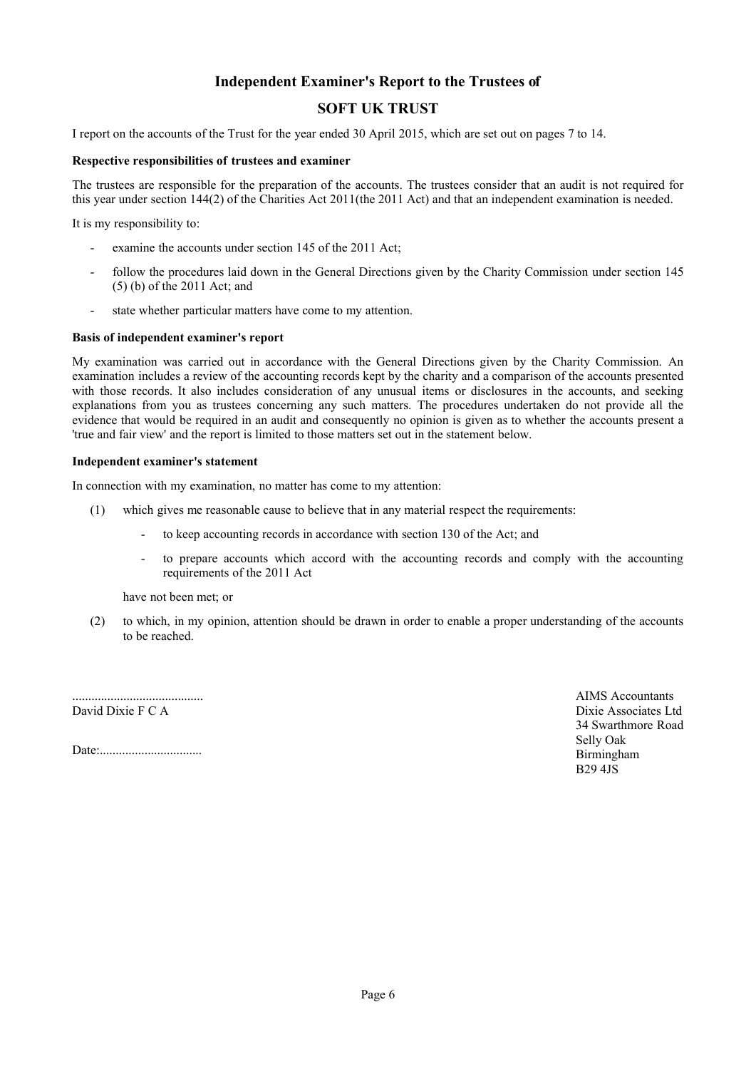# Independent Examiner's Report to the Trustees of

# SOFT UK TRUST

I report on the accounts of the Trust for the year ended 30 April 2015, which are set out on pages 7 to 14.

**Respective responsibilities of trustees and examiner**

The trustees are responsible for the preparation of the accounts. The trustees consider that an audit is not required for this year under section 144(2) of the Charities Act 2011(the 2011 Act) and that an independent examination is needed.

It is my responsibility to:

- examine the accounts under section 145 of the 2011 Act;
- follow the procedures laid down in the General Directions given by the Charity Commission under section 145 (5) (b) of the 2011 Act; and
- state whether particular matters have come to my attention.

**Basis of independent examiner's report**

My examination was carried out in accordance with the General Directions given by the Charity Commission. An examination includes a review of the accounting records kept by the charity and a comparison of the accounts presented with those records. It also includes consideration of any unusual items or disclosures in the accounts, and seeking explanations from you as trustees concerning any such matters. The procedures undertaken do not provide all the evidence that would be required in an audit and consequently no opinion is given as to whether the accounts present a 'true and fair view' and the report is limited to those matters set out in the statement below.

**Independent examiner's statement**

In connection with my examination, no matter has come to my attention:

(1) which gives me reasonable cause to believe that in any material respect the requirements:

- to keep accounting records in accordance with section 130 of the Act; and
- to prepare accounts which accord with the accounting records and comply with the accounting requirements of the 2011 Act

have not been met; or

(2) to which, in my opinion, attention should be drawn in order to enable a proper understanding of the accounts to be reached.

.........................................
David Dixie F C A

Date:................................

AIMS Accountants
Dixie Associates Ltd
34 Swarthmore Road
Selly Oak
Birmingham
B29 4JS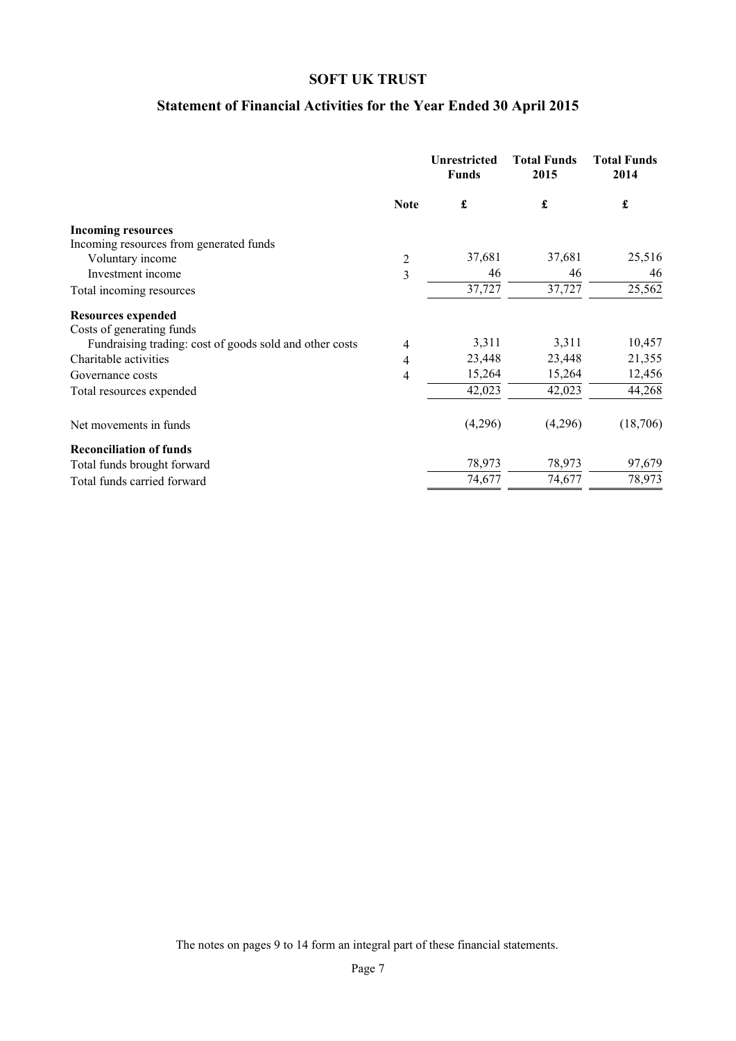# SOFT UK TRUST

## Statement of Financial Activities for the Year Ended 30 April 2015

| | Note | Unrestricted Funds £ | Total Funds 2015 £ | Total Funds 2014 £ |
|---|---|---|---|---|
| **Incoming resources** | | | | |
| Incoming resources from generated funds | | | | |
| Voluntary income | 2 | 37,681 | 37,681 | 25,516 |
| Investment income | 3 | 46 | 46 | 46 |
| Total incoming resources | | 37,727 | 37,727 | 25,562 |
| **Resources expended** | | | | |
| Costs of generating funds | | | | |
| Fundraising trading: cost of goods sold and other costs | 4 | 3,311 | 3,311 | 10,457 |
| Charitable activities | 4 | 23,448 | 23,448 | 21,355 |
| Governance costs | 4 | 15,264 | 15,264 | 12,456 |
| Total resources expended | | 42,023 | 42,023 | 44,268 |
| Net movements in funds | | (4,296) | (4,296) | (18,706) |
| **Reconciliation of funds** | | | | |
| Total funds brought forward | | 78,973 | 78,973 | 97,679 |
| Total funds carried forward | | 74,677 | 74,677 | 78,973 |

The notes on pages 9 to 14 form an integral part of these financial statements.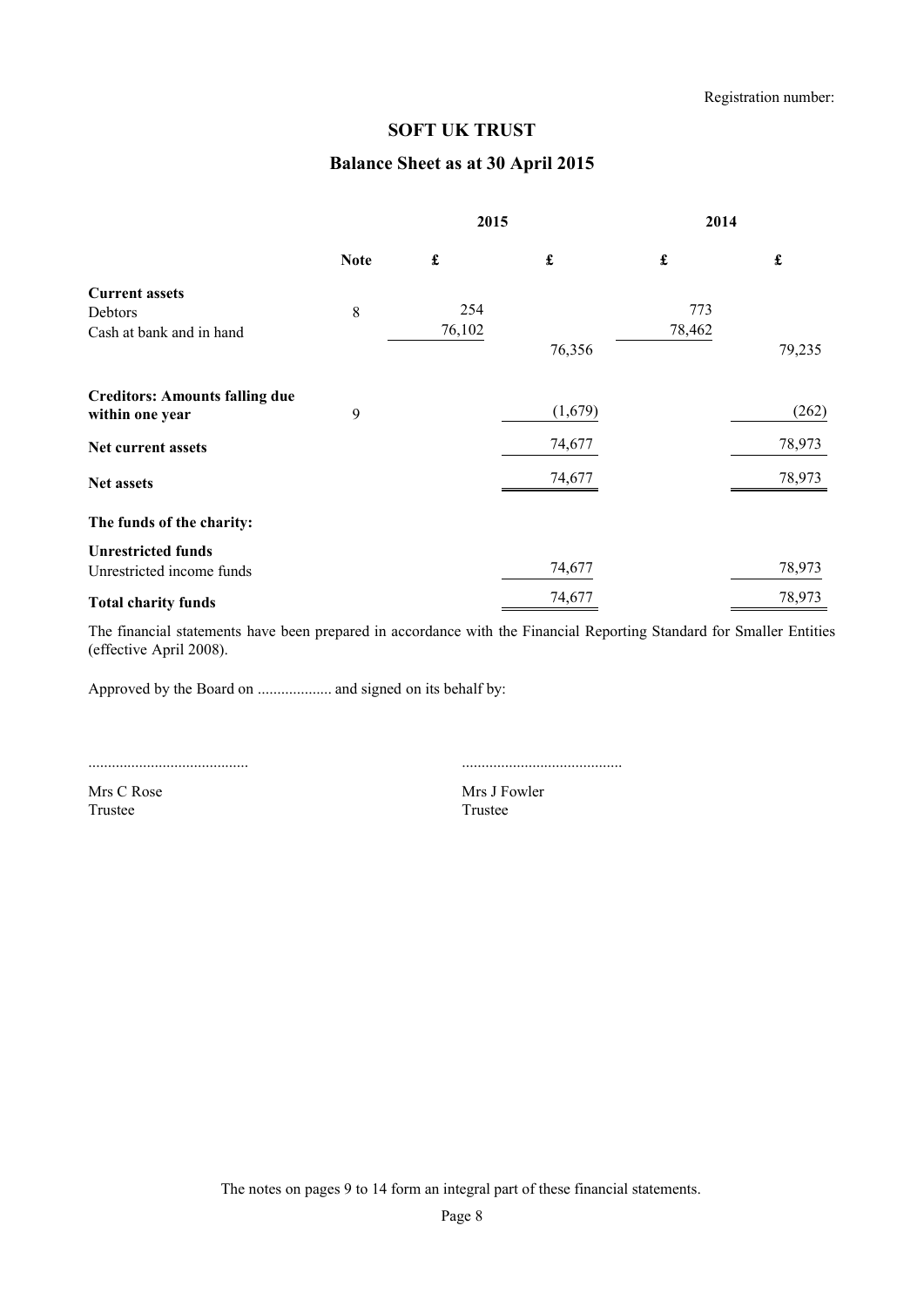Registration number:

# SOFT UK TRUST

## Balance Sheet as at 30 April 2015

| | Note | 2015 £ | 2015 £ | 2014 £ | 2014 £ |
|---|---|---|---|---|---|
| **Current assets** | | | | | |
| Debtors | 8 | 254 | | 773 | |
| Cash at bank and in hand | | 76,102 | | 78,462 | |
| | | | 76,356 | | 79,235 |
| **Creditors: Amounts falling due within one year** | 9 | | (1,679) | | (262) |
| **Net current assets** | | | 74,677 | | 78,973 |
| **Net assets** | | | 74,677 | | 78,973 |
| **The funds of the charity:** | | | | | |
| **Unrestricted funds** | | | | | |
| Unrestricted income funds | | | 74,677 | | 78,973 |
| **Total charity funds** | | | 74,677 | | 78,973 |

The financial statements have been prepared in accordance with the Financial Reporting Standard for Smaller Entities (effective April 2008).

Approved by the Board on .................. and signed on its behalf by:

.........................................

Mrs C Rose
Trustee

.........................................

Mrs J Fowler
Trustee

The notes on pages 9 to 14 form an integral part of these financial statements.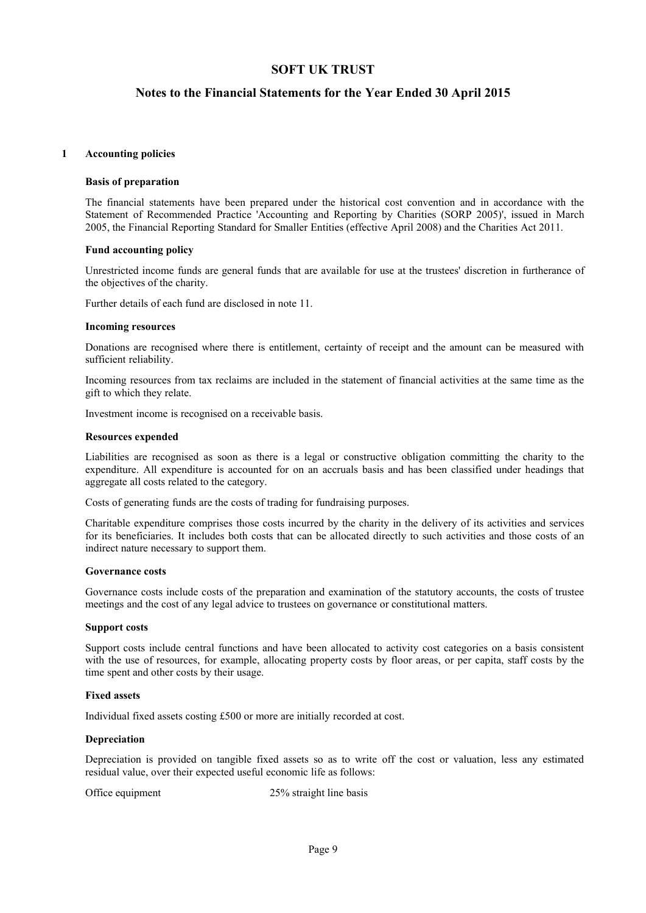# SOFT UK TRUST

## Notes to the Financial Statements for the Year Ended 30 April 2015

### 1 Accounting policies

**Basis of preparation**

The financial statements have been prepared under the historical cost convention and in accordance with the Statement of Recommended Practice 'Accounting and Reporting by Charities (SORP 2005)', issued in March 2005, the Financial Reporting Standard for Smaller Entities (effective April 2008) and the Charities Act 2011.

**Fund accounting policy**

Unrestricted income funds are general funds that are available for use at the trustees' discretion in furtherance of the objectives of the charity.

Further details of each fund are disclosed in note 11.

**Incoming resources**

Donations are recognised where there is entitlement, certainty of receipt and the amount can be measured with sufficient reliability.

Incoming resources from tax reclaims are included in the statement of financial activities at the same time as the gift to which they relate.

Investment income is recognised on a receivable basis.

**Resources expended**

Liabilities are recognised as soon as there is a legal or constructive obligation committing the charity to the expenditure. All expenditure is accounted for on an accruals basis and has been classified under headings that aggregate all costs related to the category.

Costs of generating funds are the costs of trading for fundraising purposes.

Charitable expenditure comprises those costs incurred by the charity in the delivery of its activities and services for its beneficiaries. It includes both costs that can be allocated directly to such activities and those costs of an indirect nature necessary to support them.

**Governance costs**

Governance costs include costs of the preparation and examination of the statutory accounts, the costs of trustee meetings and the cost of any legal advice to trustees on governance or constitutional matters.

**Support costs**

Support costs include central functions and have been allocated to activity cost categories on a basis consistent with the use of resources, for example, allocating property costs by floor areas, or per capita, staff costs by the time spent and other costs by their usage.

**Fixed assets**

Individual fixed assets costing £500 or more are initially recorded at cost.

**Depreciation**

Depreciation is provided on tangible fixed assets so as to write off the cost or valuation, less any estimated residual value, over their expected useful economic life as follows:

| | |
|---|---|
| Office equipment | 25% straight line basis |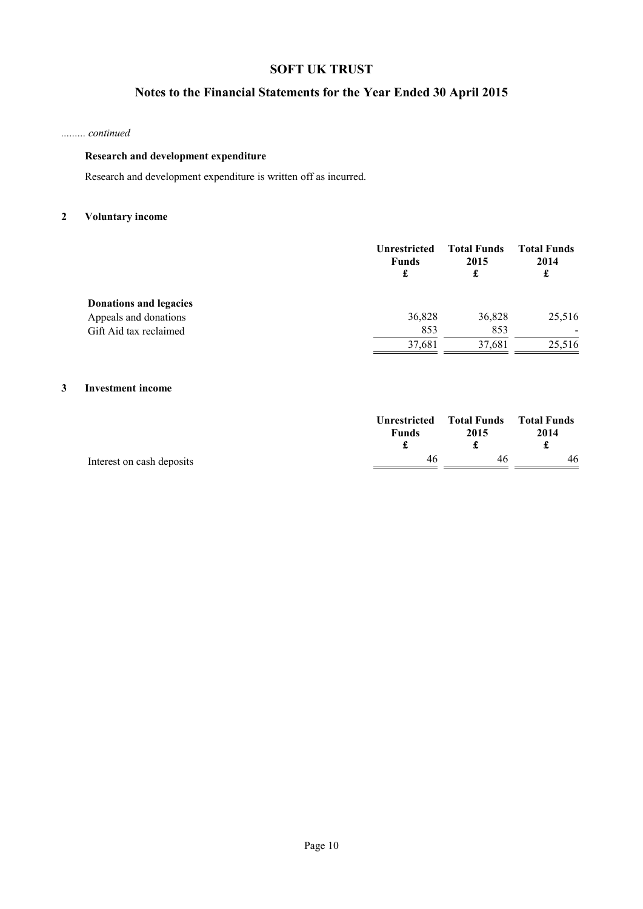# SOFT UK TRUST

## Notes to the Financial Statements for the Year Ended 30 April 2015

*......... continued*

### Research and development expenditure

Research and development expenditure is written off as incurred.

### 2 Voluntary income

| | Unrestricted Funds £ | Total Funds 2015 £ | Total Funds 2014 £ |
|---|---|---|---|
| **Donations and legacies** | | | |
| Appeals and donations | 36,828 | 36,828 | 25,516 |
| Gift Aid tax reclaimed | 853 | 853 | - |
| | 37,681 | 37,681 | 25,516 |

### 3 Investment income

| | Unrestricted Funds £ | Total Funds 2015 £ | Total Funds 2014 £ |
|---|---|---|---|
| Interest on cash deposits | 46 | 46 | 46 |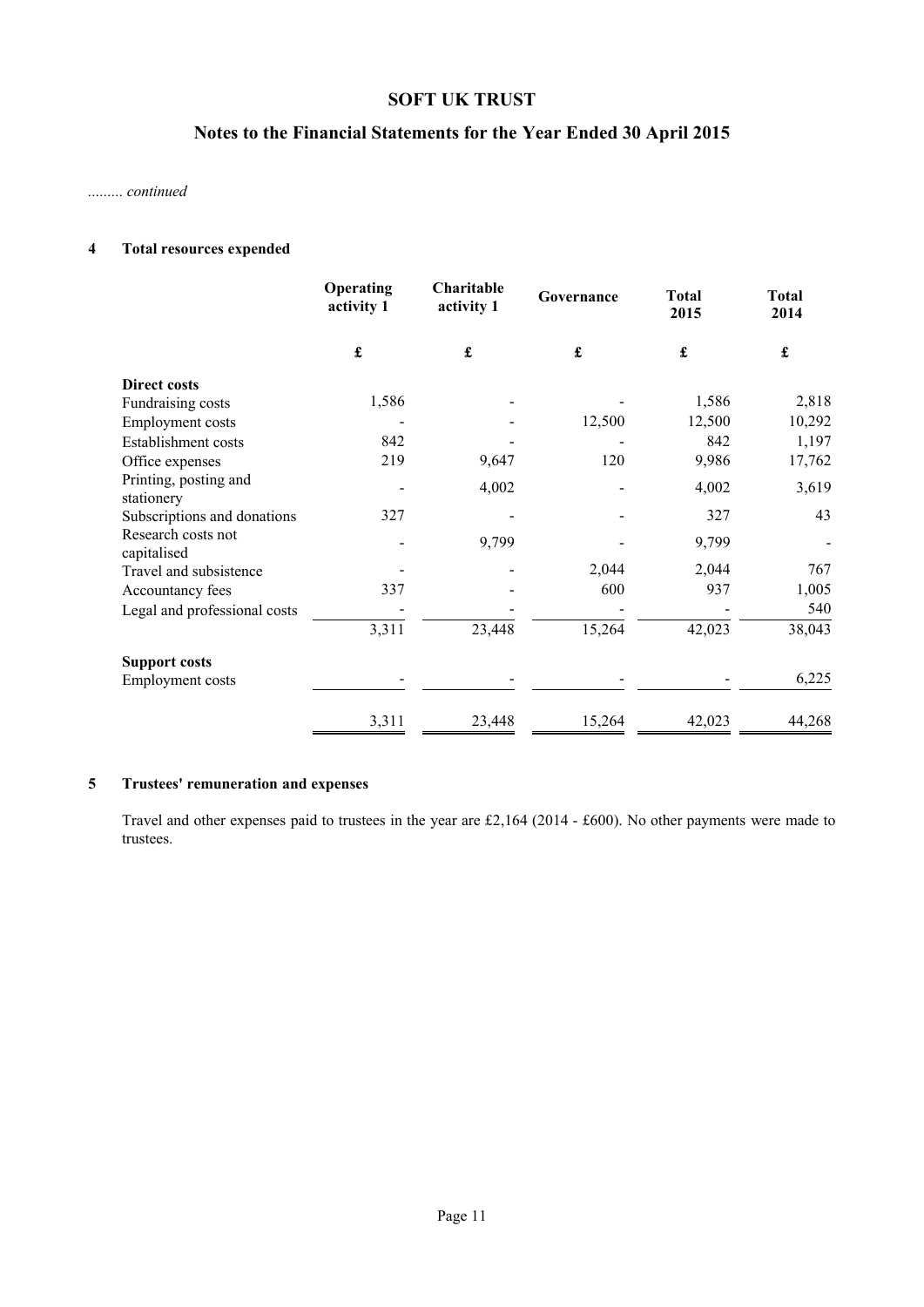# SOFT UK TRUST

## Notes to the Financial Statements for the Year Ended 30 April 2015

*......... continued*

### 4 Total resources expended

| | Operating activity 1 | Charitable activity 1 | Governance | Total 2015 | Total 2014 |
|---|---|---|---|---|---|
| | £ | £ | £ | £ | £ |
| **Direct costs** | | | | | |
| Fundraising costs | 1,586 | - | - | 1,586 | 2,818 |
| Employment costs | - | - | 12,500 | 12,500 | 10,292 |
| Establishment costs | 842 | - | - | 842 | 1,197 |
| Office expenses | 219 | 9,647 | 120 | 9,986 | 17,762 |
| Printing, posting and stationery | - | 4,002 | - | 4,002 | 3,619 |
| Subscriptions and donations | 327 | - | - | 327 | 43 |
| Research costs not capitalised | - | 9,799 | - | 9,799 | - |
| Travel and subsistence | - | - | 2,044 | 2,044 | 767 |
| Accountancy fees | 337 | - | 600 | 937 | 1,005 |
| Legal and professional costs | - | - | - | - | 540 |
| | 3,311 | 23,448 | 15,264 | 42,023 | 38,043 |
| **Support costs** | | | | | |
| Employment costs | - | - | - | - | 6,225 |
| | 3,311 | 23,448 | 15,264 | 42,023 | 44,268 |

### 5 Trustees' remuneration and expenses

Travel and other expenses paid to trustees in the year are £2,164 (2014 - £600). No other payments were made to trustees.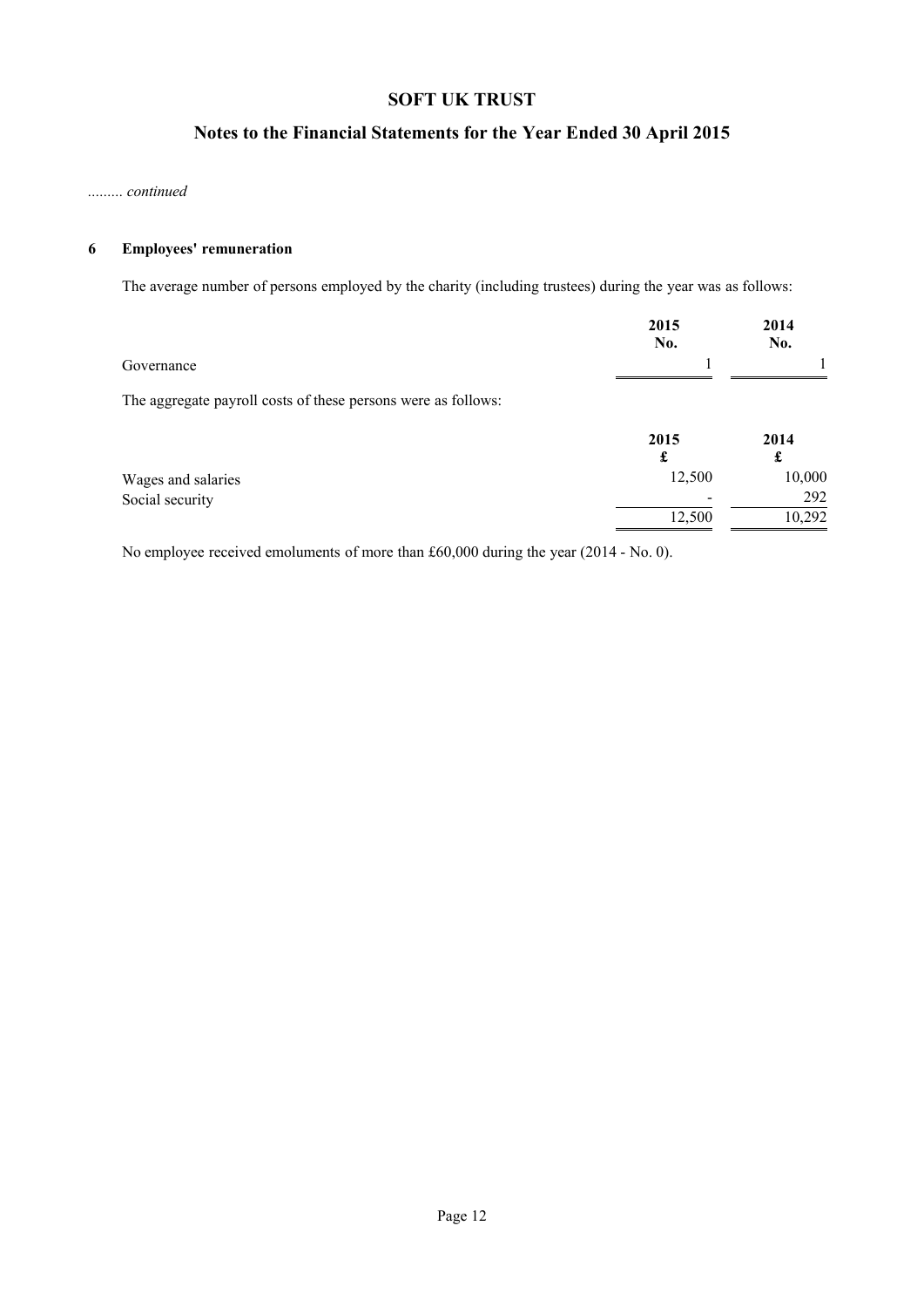# SOFT UK TRUST

## Notes to the Financial Statements for the Year Ended 30 April 2015

*......... continued*

### 6 Employees' remuneration

The average number of persons employed by the charity (including trustees) during the year was as follows:

| | 2015 No. | 2014 No. |
|---|---|---|
| Governance | 1 | 1 |

The aggregate payroll costs of these persons were as follows:

| | 2015 £ | 2014 £ |
|---|---|---|
| Wages and salaries | 12,500 | 10,000 |
| Social security | - | 292 |
| | 12,500 | 10,292 |

No employee received emoluments of more than £60,000 during the year (2014 - No. 0).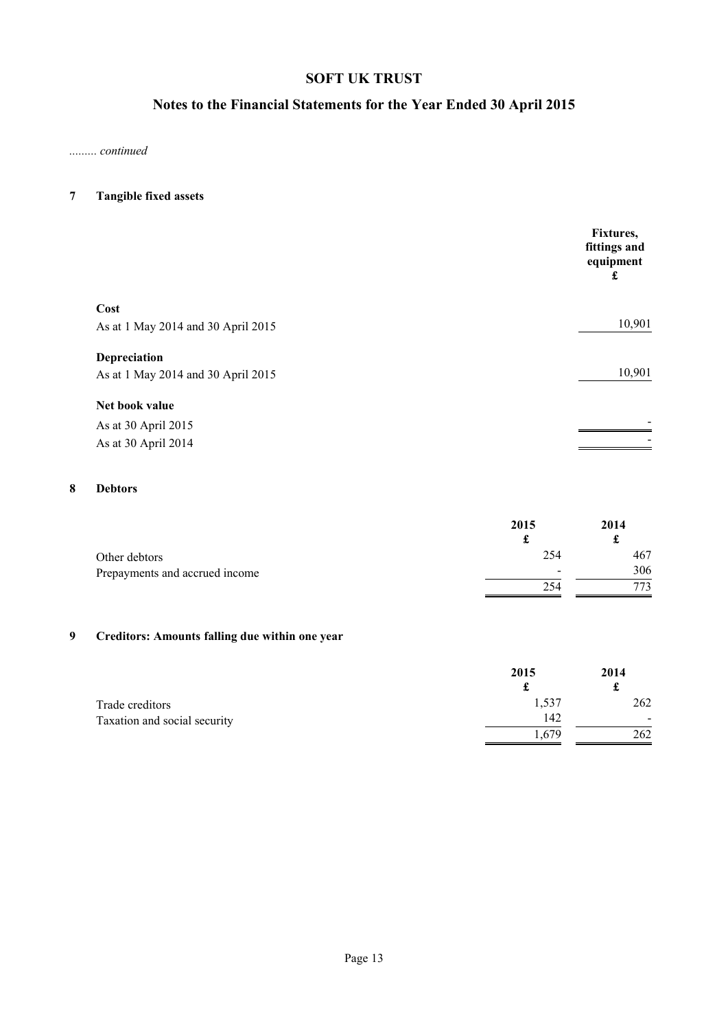# SOFT UK TRUST

## Notes to the Financial Statements for the Year Ended 30 April 2015

*......... continued*

### 7 Tangible fixed assets

| | Fixtures, fittings and equipment £ |
|---|---|
| **Cost** | |
| As at 1 May 2014 and 30 April 2015 | 10,901 |
| **Depreciation** | |
| As at 1 May 2014 and 30 April 2015 | 10,901 |
| **Net book value** | |
| As at 30 April 2015 | - |
| As at 30 April 2014 | - |

### 8 Debtors

| | 2015 £ | 2014 £ |
|---|---|---|
| Other debtors | 254 | 467 |
| Prepayments and accrued income | - | 306 |
| | 254 | 773 |

### 9 Creditors: Amounts falling due within one year

| | 2015 £ | 2014 £ |
|---|---|---|
| Trade creditors | 1,537 | 262 |
| Taxation and social security | 142 | - |
| | 1,679 | 262 |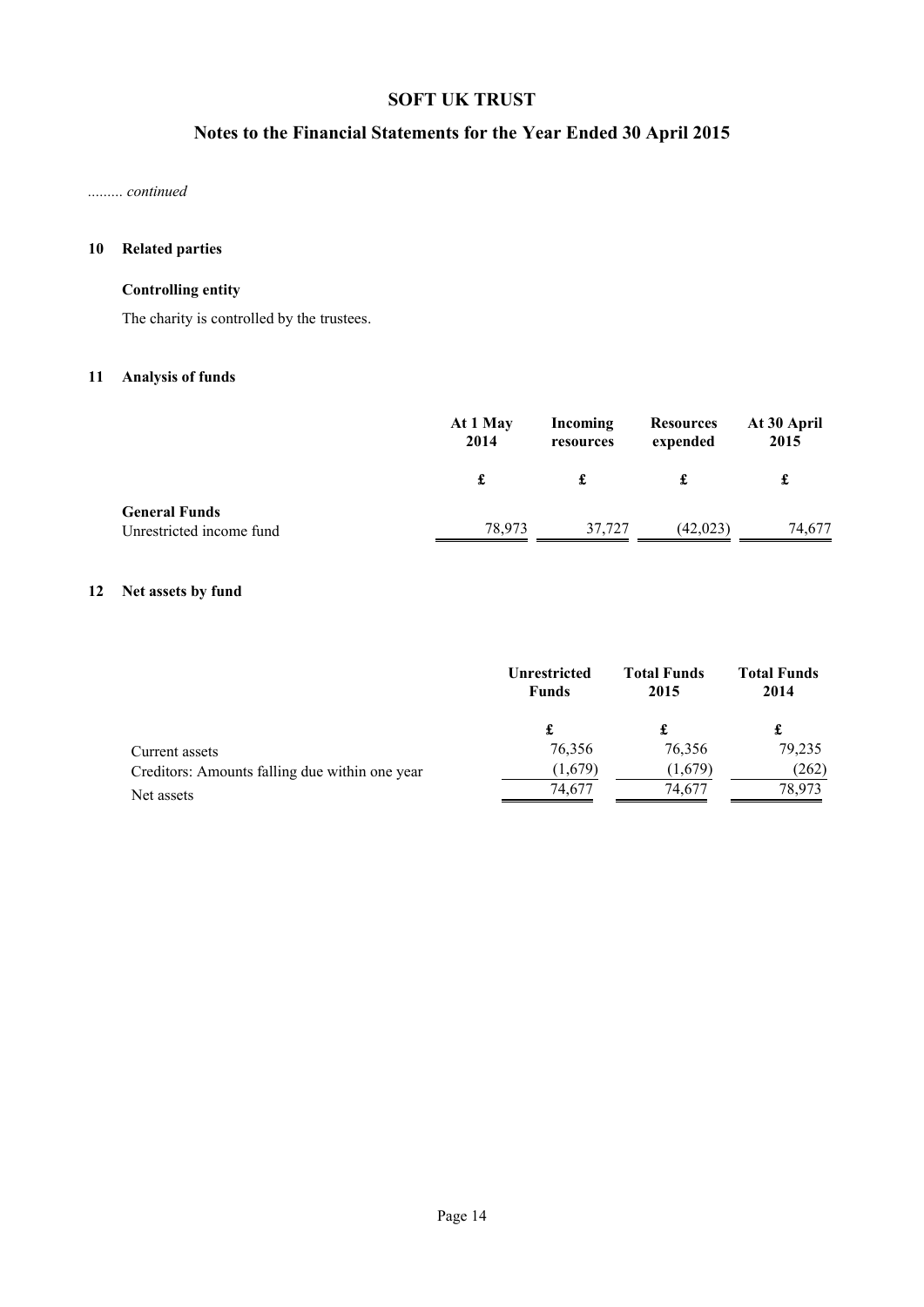# SOFT UK TRUST

## Notes to the Financial Statements for the Year Ended 30 April 2015

*......... continued*

### 10 Related parties

**Controlling entity**

The charity is controlled by the trustees.

### 11 Analysis of funds

| | At 1 May 2014 | Incoming resources | Resources expended | At 30 April 2015 |
|---|---|---|---|---|
| | £ | £ | £ | £ |
| **General Funds** | | | | |
| Unrestricted income fund | 78,973 | 37,727 | (42,023) | 74,677 |

### 12 Net assets by fund

| | Unrestricted Funds | Total Funds 2015 | Total Funds 2014 |
|---|---|---|---|
| | £ | £ | £ |
| Current assets | 76,356 | 76,356 | 79,235 |
| Creditors: Amounts falling due within one year | (1,679) | (1,679) | (262) |
| Net assets | 74,677 | 74,677 | 78,973 |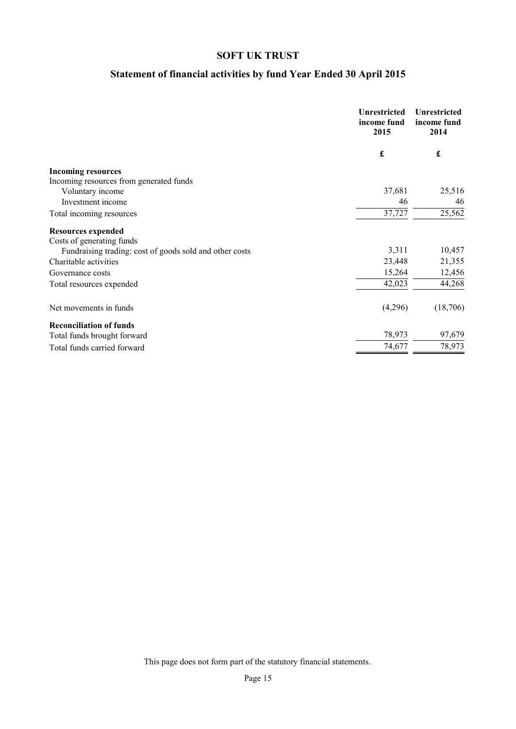# SOFT UK TRUST

## Statement of financial activities by fund Year Ended 30 April 2015

| | Unrestricted income fund 2015 | Unrestricted income fund 2014 |
|---|---|---|
| | £ | £ |
| **Incoming resources** | | |
| Incoming resources from generated funds | | |
| Voluntary income | 37,681 | 25,516 |
| Investment income | 46 | 46 |
| Total incoming resources | 37,727 | 25,562 |
| **Resources expended** | | |
| Costs of generating funds | | |
| Fundraising trading: cost of goods sold and other costs | 3,311 | 10,457 |
| Charitable activities | 23,448 | 21,355 |
| Governance costs | 15,264 | 12,456 |
| Total resources expended | 42,023 | 44,268 |
| Net movements in funds | (4,296) | (18,706) |
| **Reconciliation of funds** | | |
| Total funds brought forward | 78,973 | 97,679 |
| Total funds carried forward | 74,677 | 78,973 |

This page does not form part of the statutory financial statements.